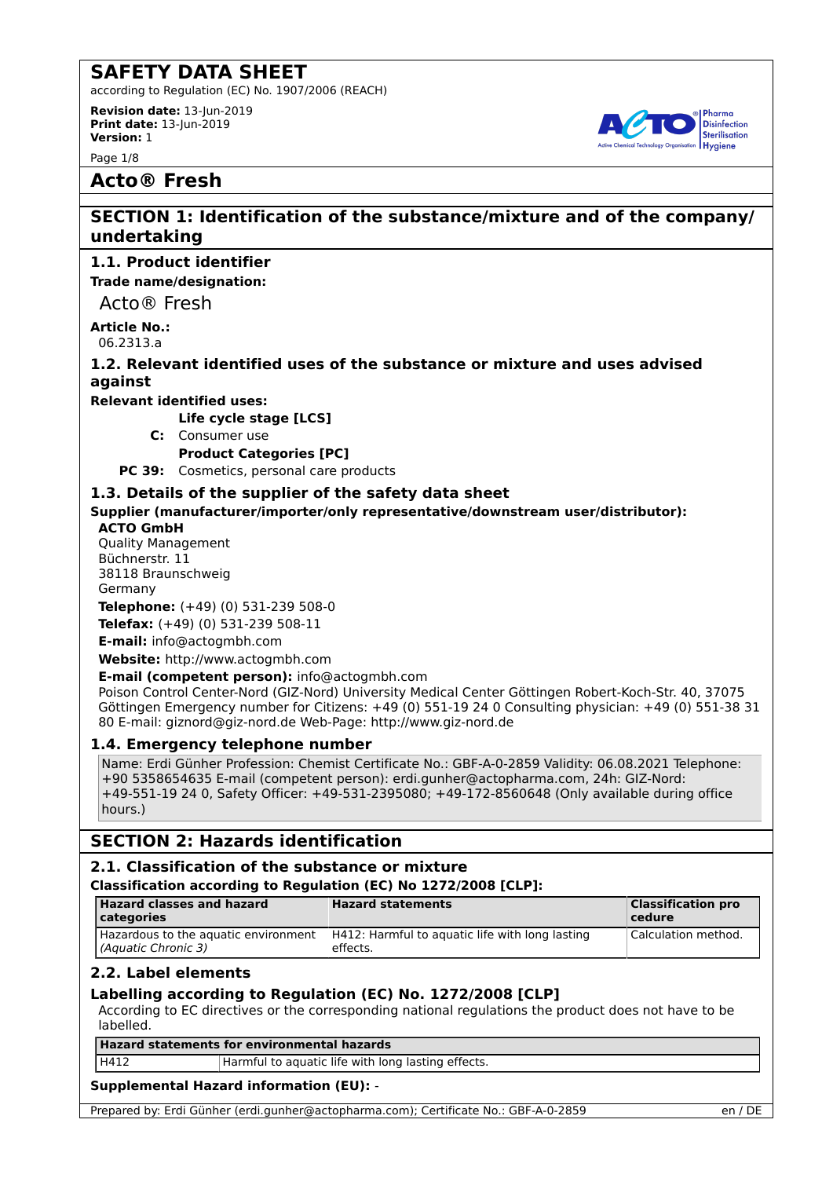# SAFETY DATA SHEET

according to Regulation (EC) No. 1907/2006 (REACH)

**Revision date:** 13-Jun-2019
**Print date:** 13-Jun-2019
**Version:** 1

## Acto® Fresh

## SECTION 1: Identification of the substance/mixture and of the company/ undertaking

### 1.1. Product identifier

**Trade name/designation:**

Acto® Fresh

**Article No.:**
06.2313.a

### 1.2. Relevant identified uses of the substance or mixture and uses advised against

**Relevant identified uses:**

**Life cycle stage [LCS]**

**C:** Consumer use

**Product Categories [PC]**

**PC 39:** Cosmetics, personal care products

### 1.3. Details of the supplier of the safety data sheet

**Supplier (manufacturer/importer/only representative/downstream user/distributor):**

**ACTO GmbH**
Quality Management
Büchnerstr. 11
38118 Braunschweig
Germany

**Telephone:** (+49) (0) 531-239 508-0

**Telefax:** (+49) (0) 531-239 508-11

**E-mail:** info@actogmbh.com

**Website:** http://www.actogmbh.com

**E-mail (competent person):** info@actogmbh.com

Poison Control Center-Nord (GIZ-Nord) University Medical Center Göttingen Robert-Koch-Str. 40, 37075 Göttingen Emergency number for Citizens: +49 (0) 551-19 24 0 Consulting physician: +49 (0) 551-38 31 80 E-mail: giznord@giz-nord.de Web-Page: http://www.giz-nord.de

### 1.4. Emergency telephone number

Name: Erdi Günher Profession: Chemist Certificate No.: GBF-A-0-2859 Validity: 06.08.2021 Telephone: +90 5358654635 E-mail (competent person): erdi.gunher@actopharma.com, 24h: GIZ-Nord: +49-551-19 24 0, Safety Officer: +49-531-2395080; +49-172-8560648 (Only available during office hours.)

## SECTION 2: Hazards identification

### 2.1. Classification of the substance or mixture

**Classification according to Regulation (EC) No 1272/2008 [CLP]:**

| Hazard classes and hazard categories | Hazard statements | Classification procedure |
|---|---|---|
| Hazardous to the aquatic environment *(Aquatic Chronic 3)* | H412: Harmful to aquatic life with long lasting effects. | Calculation method. |

### 2.2. Label elements

**Labelling according to Regulation (EC) No. 1272/2008 [CLP]**

According to EC directives or the corresponding national regulations the product does not have to be labelled.

| Hazard statements for environmental hazards | |
|---|---|
| H412 | Harmful to aquatic life with long lasting effects. |

**Supplemental Hazard information (EU):** -

Prepared by: Erdi Günher (erdi.gunher@actopharma.com); Certificate No.: GBF-A-0-2859 en / DE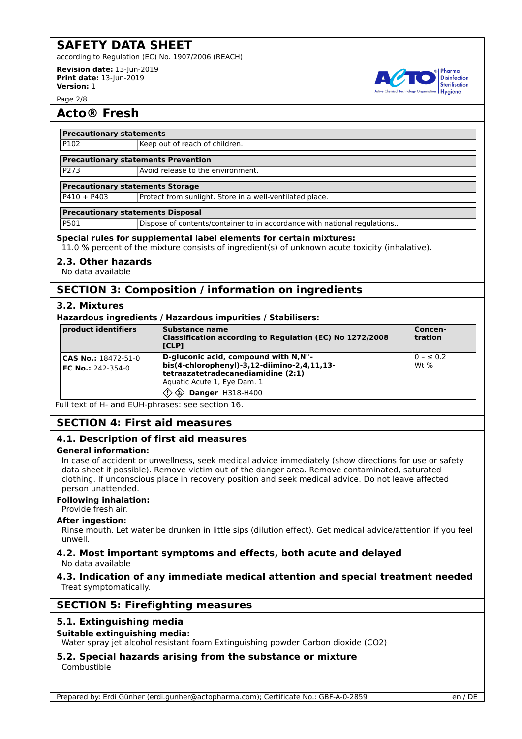| **Precautionary statements** | |
|---|---|
| P102 | Keep out of reach of children. |

| **Precautionary statements Prevention** | |
|---|---|
| P273 | Avoid release to the environment. |

| **Precautionary statements Storage** | |
|---|---|
| P410 + P403 | Protect from sunlight. Store in a well-ventilated place. |

| **Precautionary statements Disposal** | |
|---|---|
| P501 | Dispose of contents/container to in accordance with national regulations.. |

**Special rules for supplemental label elements for certain mixtures:**

11.0 % percent of the mixture consists of ingredient(s) of unknown acute toxicity (inhalative).

### 2.3. Other hazards

No data available

## SECTION 3: Composition / information on ingredients

### 3.2. Mixtures

**Hazardous ingredients / Hazardous impurities / Stabilisers:**

| product identifiers | Substance name<br>Classification according to Regulation (EC) No 1272/2008 [CLP] | Concen-tration |
|---|---|---|
| **CAS No.:** 18472-51-0<br>**EC No.:** 242-354-0 | **D-gluconic acid, compound with N,N''-bis(4-chlorophenyl)-3,12-diimino-2,4,11,13-tetraazatetradecanediamidine (2:1)**<br>Aquatic Acute 1, Eye Dam. 1<br>**Danger** H318-H400 | 0 – ≤ 0.2 Wt % |

Full text of H- and EUH-phrases: see section 16.

## SECTION 4: First aid measures

### 4.1. Description of first aid measures

**General information:**

In case of accident or unwellness, seek medical advice immediately (show directions for use or safety data sheet if possible). Remove victim out of the danger area. Remove contaminated, saturated clothing. If unconscious place in recovery position and seek medical advice. Do not leave affected person unattended.

**Following inhalation:**

Provide fresh air.

**After ingestion:**

Rinse mouth. Let water be drunken in little sips (dilution effect). Get medical advice/attention if you feel unwell.

### 4.2. Most important symptoms and effects, both acute and delayed

No data available

### 4.3. Indication of any immediate medical attention and special treatment needed

Treat symptomatically.

## SECTION 5: Firefighting measures

### 5.1. Extinguishing media

**Suitable extinguishing media:**

Water spray jet alcohol resistant foam Extinguishing powder Carbon dioxide ($CO_2$)

### 5.2. Special hazards arising from the substance or mixture

Combustible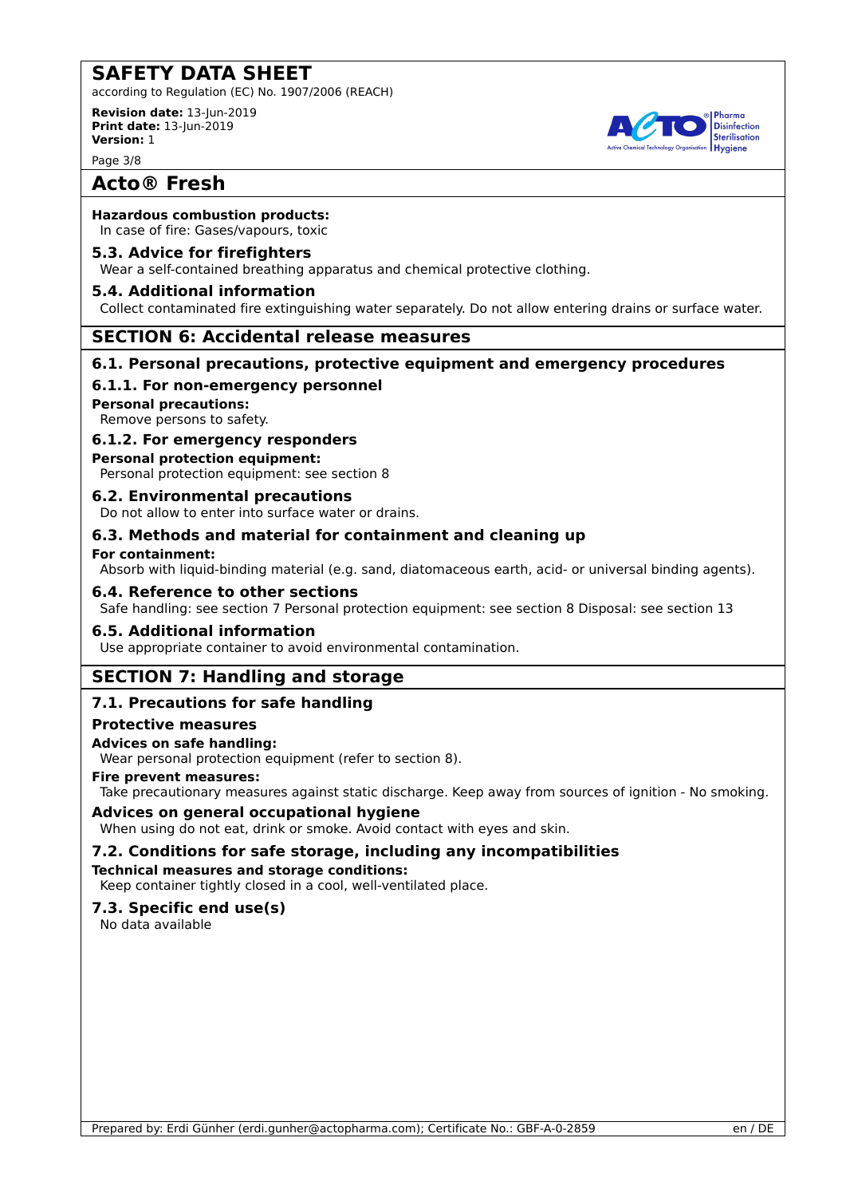**Hazardous combustion products:**
In case of fire: Gases/vapours, toxic

### 5.3. Advice for firefighters

Wear a self-contained breathing apparatus and chemical protective clothing.

### 5.4. Additional information

Collect contaminated fire extinguishing water separately. Do not allow entering drains or surface water.

## SECTION 6: Accidental release measures

### 6.1. Personal precautions, protective equipment and emergency procedures

#### 6.1.1. For non-emergency personnel

**Personal precautions:**
Remove persons to safety.

#### 6.1.2. For emergency responders

**Personal protection equipment:**
Personal protection equipment: see section 8

### 6.2. Environmental precautions

Do not allow to enter into surface water or drains.

### 6.3. Methods and material for containment and cleaning up

**For containment:**
Absorb with liquid-binding material (e.g. sand, diatomaceous earth, acid- or universal binding agents).

### 6.4. Reference to other sections

Safe handling: see section 7 Personal protection equipment: see section 8 Disposal: see section 13

### 6.5. Additional information

Use appropriate container to avoid environmental contamination.

## SECTION 7: Handling and storage

### 7.1. Precautions for safe handling

**Protective measures**

**Advices on safe handling:**
Wear personal protection equipment (refer to section 8).

**Fire prevent measures:**
Take precautionary measures against static discharge. Keep away from sources of ignition - No smoking.

**Advices on general occupational hygiene**
When using do not eat, drink or smoke. Avoid contact with eyes and skin.

### 7.2. Conditions for safe storage, including any incompatibilities

**Technical measures and storage conditions:**
Keep container tightly closed in a cool, well-ventilated place.

### 7.3. Specific end use(s)

No data available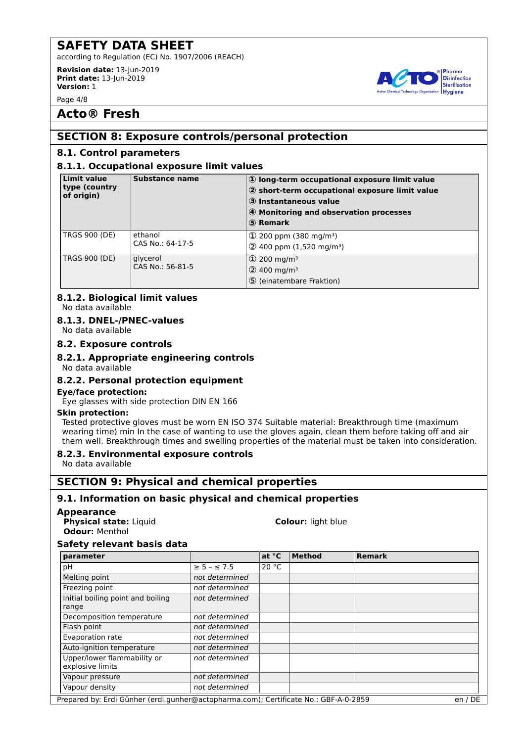# SAFETY DATA SHEET

according to Regulation (EC) No. 1907/2006 (REACH)

**Revision date:** 13-Jun-2019
**Print date:** 13-Jun-2019
**Version:** 1

# Acto® Fresh

## SECTION 8: Exposure controls/personal protection

### 8.1. Control parameters

### 8.1.1. Occupational exposure limit values

| Limit value type (country of origin) | Substance name | ① long-term occupational exposure limit value<br>② short-term occupational exposure limit value<br>③ Instantaneous value<br>④ Monitoring and observation processes<br>⑤ Remark |
|---|---|---|
| TRGS 900 (DE) | ethanol<br>CAS No.: 64-17-5 | ① 200 ppm (380 mg/m³)<br>② 400 ppm (1,520 mg/m³) |
| TRGS 900 (DE) | glycerol<br>CAS No.: 56-81-5 | ① 200 mg/m³<br>② 400 mg/m³<br>⑤ (einatembare Fraktion) |

### 8.1.2. Biological limit values

No data available

### 8.1.3. DNEL-/PNEC-values

No data available

### 8.2. Exposure controls

### 8.2.1. Appropriate engineering controls

No data available

### 8.2.2. Personal protection equipment

**Eye/face protection:**

Eye glasses with side protection DIN EN 166

**Skin protection:**

Tested protective gloves must be worn EN ISO 374 Suitable material: Breakthrough time (maximum wearing time) min In the case of wanting to use the gloves again, clean them before taking off and air them well. Breakthrough times and swelling properties of the material must be taken into consideration.

### 8.2.3. Environmental exposure controls

No data available

## SECTION 9: Physical and chemical properties

### 9.1. Information on basic physical and chemical properties

**Appearance**

**Physical state:** Liquid

**Colour:** light blue

**Odour:** Menthol

**Safety relevant basis data**

| parameter | | at °C | Method | Remark |
|---|---|---|---|---|
| pH | ≥ 5 – ≤ 7.5 | 20 °C | | |
| Melting point | *not determined* | | | |
| Freezing point | *not determined* | | | |
| Initial boiling point and boiling range | *not determined* | | | |
| Decomposition temperature | *not determined* | | | |
| Flash point | *not determined* | | | |
| Evaporation rate | *not determined* | | | |
| Auto-ignition temperature | *not determined* | | | |
| Upper/lower flammability or explosive limits | *not determined* | | | |
| Vapour pressure | *not determined* | | | |
| Vapour density | *not determined* | | | |

Prepared by: Erdi Günher (erdi.gunher@actopharma.com); Certificate No.: GBF-A-0-2859 en / DE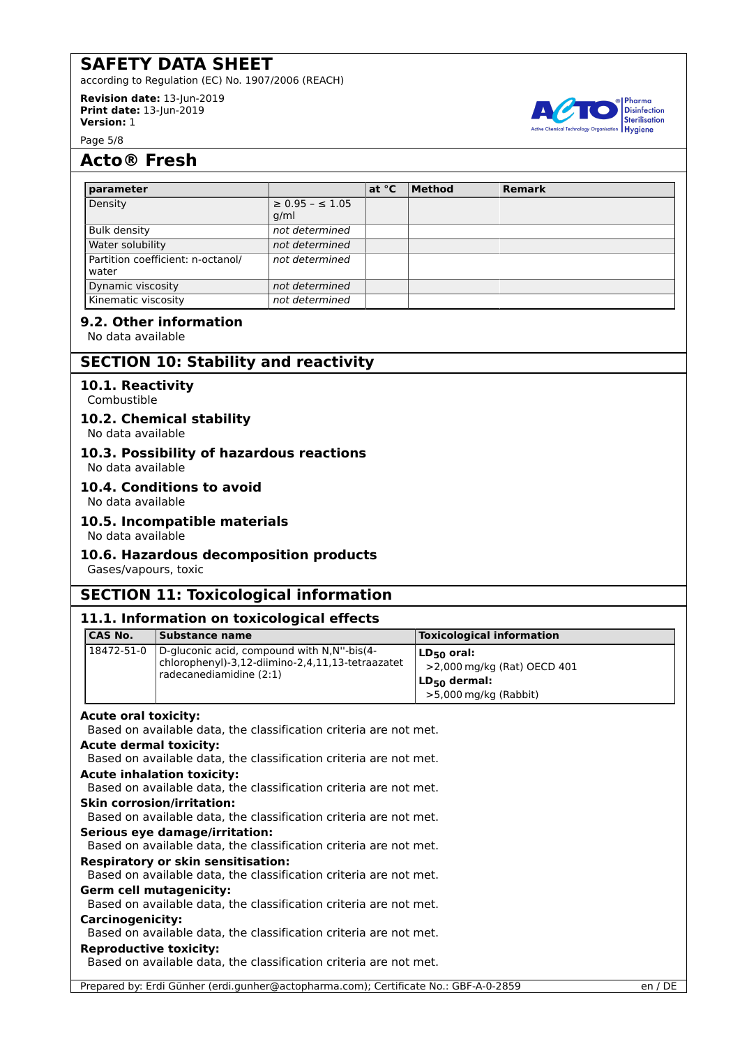# Acto® Fresh

| parameter | | at °C | Method | Remark |
|---|---|---|---|---|
| Density | ≥ 0.95 – ≤ 1.05 g/ml | | | |
| Bulk density | *not determined* | | | |
| Water solubility | *not determined* | | | |
| Partition coefficient: n-octanol/ water | *not determined* | | | |
| Dynamic viscosity | *not determined* | | | |
| Kinematic viscosity | *not determined* | | | |

### 9.2. Other information

No data available

## SECTION 10: Stability and reactivity

### 10.1. Reactivity

Combustible

### 10.2. Chemical stability

No data available

### 10.3. Possibility of hazardous reactions

No data available

### 10.4. Conditions to avoid

No data available

### 10.5. Incompatible materials

No data available

### 10.6. Hazardous decomposition products

Gases/vapours, toxic

## SECTION 11: Toxicological information

### 11.1. Information on toxicological effects

| CAS No. | Substance name | Toxicological information |
|---|---|---|
| 18472-51-0 | D-gluconic acid, compound with N,N''-bis(4-chlorophenyl)-3,12-diimino-2,4,11,13-tetraazatetradecanediamidine (2:1) | **$LD_{50}$ oral:** >2,000 mg/kg (Rat) OECD 401 **$LD_{50}$ dermal:** >5,000 mg/kg (Rabbit) |

**Acute oral toxicity:**
Based on available data, the classification criteria are not met.

**Acute dermal toxicity:**
Based on available data, the classification criteria are not met.

**Acute inhalation toxicity:**
Based on available data, the classification criteria are not met.

**Skin corrosion/irritation:**
Based on available data, the classification criteria are not met.

**Serious eye damage/irritation:**
Based on available data, the classification criteria are not met.

**Respiratory or skin sensitisation:**
Based on available data, the classification criteria are not met.

**Germ cell mutagenicity:**
Based on available data, the classification criteria are not met.

**Carcinogenicity:**
Based on available data, the classification criteria are not met.

**Reproductive toxicity:**
Based on available data, the classification criteria are not met.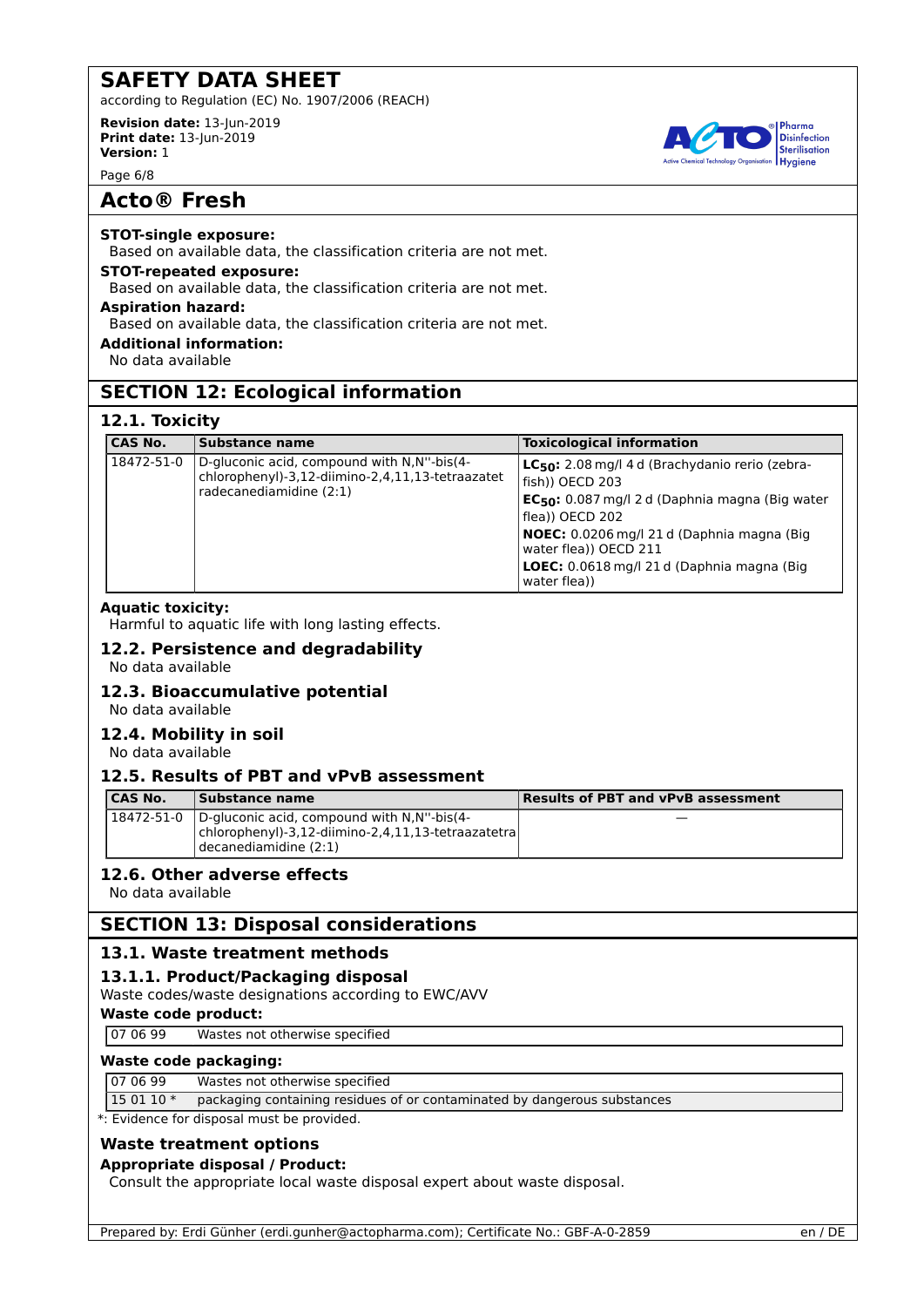**STOT-single exposure:**

Based on available data, the classification criteria are not met.

**STOT-repeated exposure:**

Based on available data, the classification criteria are not met.

**Aspiration hazard:**

Based on available data, the classification criteria are not met.

**Additional information:**

No data available

## SECTION 12: Ecological information

### 12.1. Toxicity

| CAS No. | Substance name | Toxicological information |
|---|---|---|
| 18472-51-0 | D-gluconic acid, compound with N,N''-bis(4-chlorophenyl)-3,12-diimino-2,4,11,13-tetraazatetradecanediamidine (2:1) | **$LC_{50}$:** 2.08 mg/l 4 d (Brachydanio rerio (zebra-fish)) OECD 203<br>**$EC_{50}$:** 0.087 mg/l 2 d (Daphnia magna (Big water flea)) OECD 202<br>**NOEC:** 0.0206 mg/l 21 d (Daphnia magna (Big water flea)) OECD 211<br>**LOEC:** 0.0618 mg/l 21 d (Daphnia magna (Big water flea)) |

**Aquatic toxicity:**

Harmful to aquatic life with long lasting effects.

### 12.2. Persistence and degradability

No data available

### 12.3. Bioaccumulative potential

No data available

### 12.4. Mobility in soil

No data available

### 12.5. Results of PBT and vPvB assessment

| CAS No. | Substance name | Results of PBT and vPvB assessment |
|---|---|---|
| 18472-51-0 | D-gluconic acid, compound with N,N''-bis(4-chlorophenyl)-3,12-diimino-2,4,11,13-tetraazatetradecanediamidine (2:1) | — |

### 12.6. Other adverse effects

No data available

## SECTION 13: Disposal considerations

### 13.1. Waste treatment methods

### 13.1.1. Product/Packaging disposal

Waste codes/waste designations according to EWC/AVV

**Waste code product:**

| | |
|---|---|
| 07 06 99 | Wastes not otherwise specified |

**Waste code packaging:**

| | |
|---|---|
| 07 06 99 | Wastes not otherwise specified |
| 15 01 10 * | packaging containing residues of or contaminated by dangerous substances |

*: Evidence for disposal must be provided.

### Waste treatment options

**Appropriate disposal / Product:**

Consult the appropriate local waste disposal expert about waste disposal.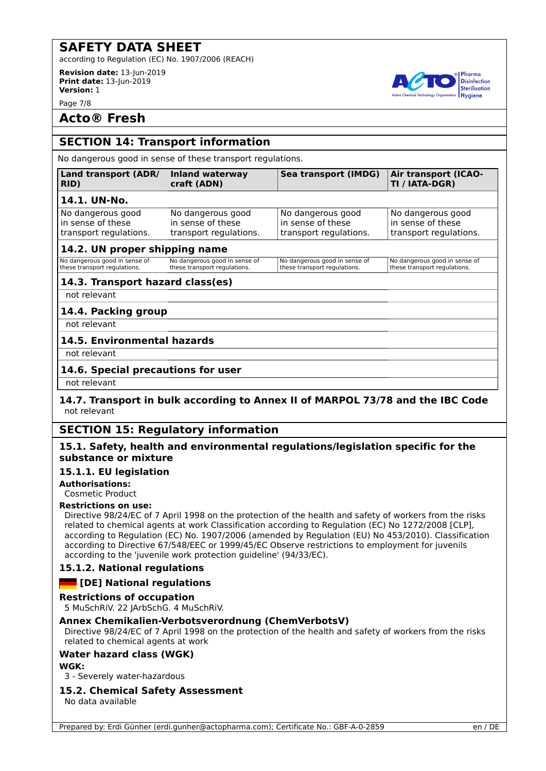## Acto® Fresh

## SECTION 14: Transport information

No dangerous good in sense of these transport regulations.

| Land transport (ADR/RID) | Inland waterway craft (ADN) | Sea transport (IMDG) | Air transport (ICAO-TI / IATA-DGR) |
|---|---|---|---|
| **14.1. UN-No.** | | | |
| No dangerous good in sense of these transport regulations. | No dangerous good in sense of these transport regulations. | No dangerous good in sense of these transport regulations. | No dangerous good in sense of these transport regulations. |
| **14.2. UN proper shipping name** | | | |
| No dangerous good in sense of these transport regulations. | No dangerous good in sense of these transport regulations. | No dangerous good in sense of these transport regulations. | No dangerous good in sense of these transport regulations. |
| **14.3. Transport hazard class(es)** | | | |
| not relevant | | | |
| **14.4. Packing group** | | | |
| not relevant | | | |
| **14.5. Environmental hazards** | | | |
| not relevant | | | |
| **14.6. Special precautions for user** | | | |
| not relevant | | | |

### 14.7. Transport in bulk according to Annex II of MARPOL 73/78 and the IBC Code

not relevant

## SECTION 15: Regulatory information

### 15.1. Safety, health and environmental regulations/legislation specific for the substance or mixture

#### 15.1.1. EU legislation

**Authorisations:**

Cosmetic Product

**Restrictions on use:**

Directive 98/24/EC of 7 April 1998 on the protection of the health and safety of workers from the risks related to chemical agents at work Classification according to Regulation (EC) No 1272/2008 [CLP], according to Regulation (EC) No. 1907/2006 (amended by Regulation (EU) No 453/2010). Classification according to Directive 67/548/EEC or 1999/45/EC Observe restrictions to employment for juvenils according to the 'juvenile work protection guideline' (94/33/EC).

#### 15.1.2. National regulations

#### [DE] National regulations

**Restrictions of occupation**

5 MuSchRiV. 22 JArbSchG. 4 MuSchRiV.

**Annex Chemikalien-Verbotsverordnung (ChemVerbotsV)**

Directive 98/24/EC of 7 April 1998 on the protection of the health and safety of workers from the risks related to chemical agents at work

**Water hazard class (WGK)**

**WGK:**

3 - Severely water-hazardous

### 15.2. Chemical Safety Assessment

No data available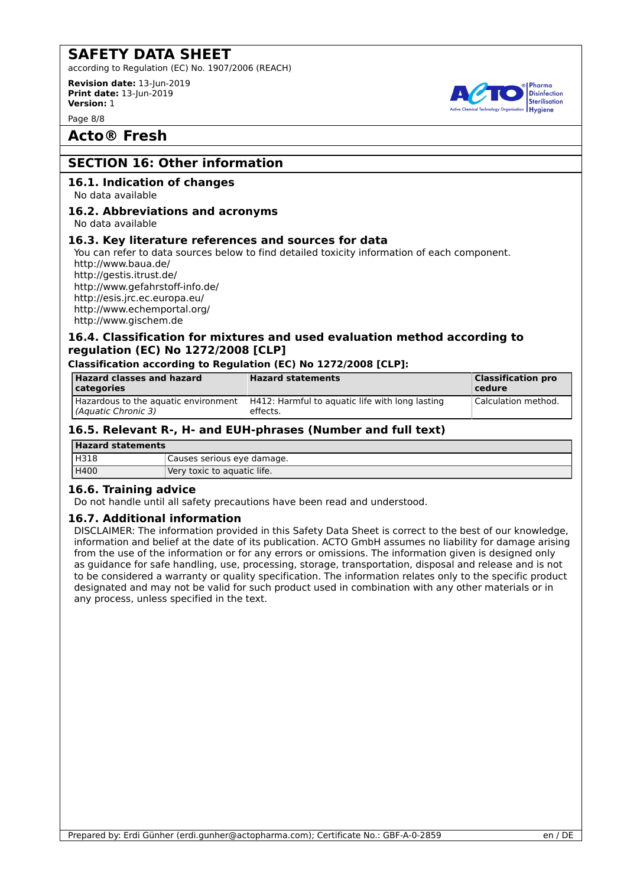# Acto® Fresh

## SECTION 16: Other information

### 16.1. Indication of changes

No data available

### 16.2. Abbreviations and acronyms

No data available

### 16.3. Key literature references and sources for data

You can refer to data sources below to find detailed toxicity information of each component.

http://www.baua.de/
http://gestis.itrust.de/
http://www.gefahrstoff-info.de/
http://esis.jrc.ec.europa.eu/
http://www.echemportal.org/
http://www.gischem.de

### 16.4. Classification for mixtures and used evaluation method according to regulation (EC) No 1272/2008 [CLP]

**Classification according to Regulation (EC) No 1272/2008 [CLP]:**

| Hazard classes and hazard categories | Hazard statements | Classification procedure |
|---|---|---|
| Hazardous to the aquatic environment *(Aquatic Chronic 3)* | H412: Harmful to aquatic life with long lasting effects. | Calculation method. |

### 16.5. Relevant R-, H- and EUH-phrases (Number and full text)

| Hazard statements | |
|---|---|
| H318 | Causes serious eye damage. |
| H400 | Very toxic to aquatic life. |

### 16.6. Training advice

Do not handle until all safety precautions have been read and understood.

### 16.7. Additional information

DISCLAIMER: The information provided in this Safety Data Sheet is correct to the best of our knowledge, information and belief at the date of its publication. ACTO GmbH assumes no liability for damage arising from the use of the information or for any errors or omissions. The information given is designed only as guidance for safe handling, use, processing, storage, transportation, disposal and release and is not to be considered a warranty or quality specification. The information relates only to the specific product designated and may not be valid for such product used in combination with any other materials or in any process, unless specified in the text.